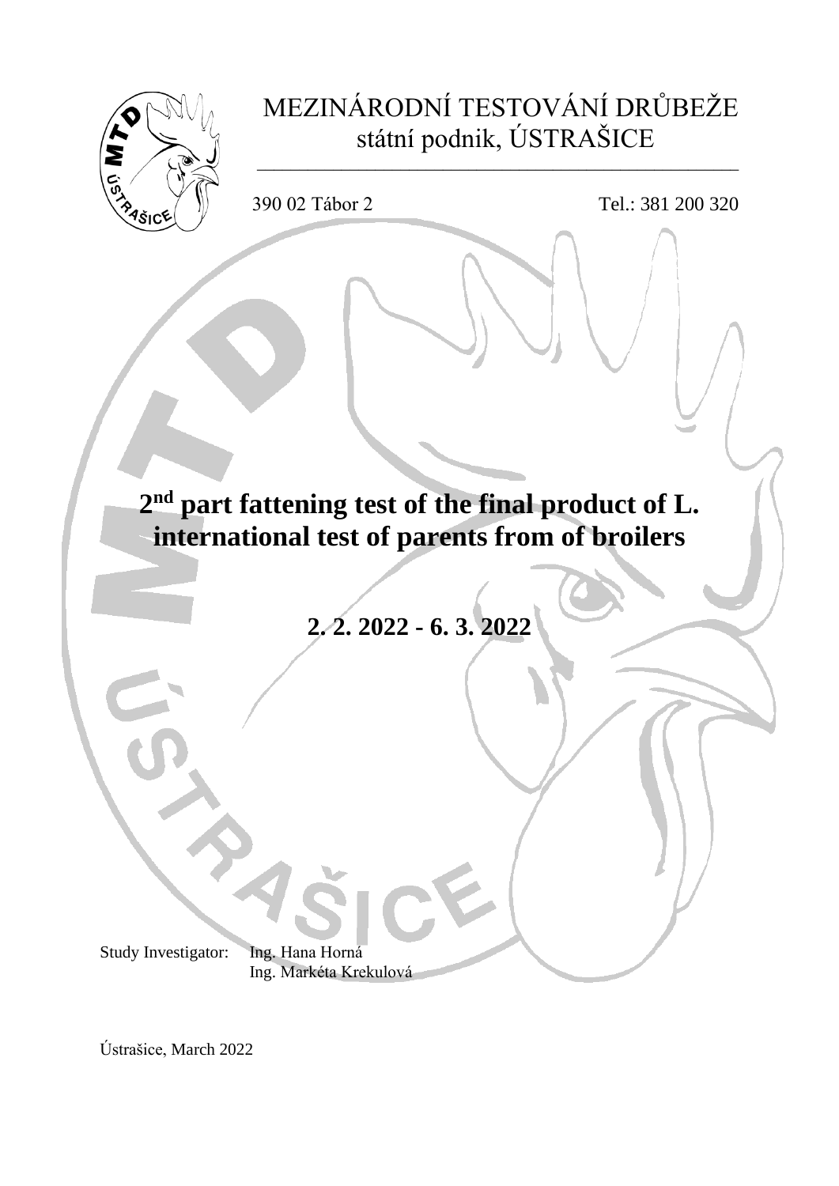MEZINÁRODNÍ TESTOVÁNÍ DRŮBEŽE
státní podnik, ÚSTRAŠICE

390 02 Tábor 2 Tel.: 381 200 320

# 2nd part fattening test of the final product of L. international test of parents from of broilers

**2. 2. 2022 - 6. 3. 2022**

Study Investigator: Ing. Hana Horná
Ing. Markéta Krekulová

Ústrašice, March 2022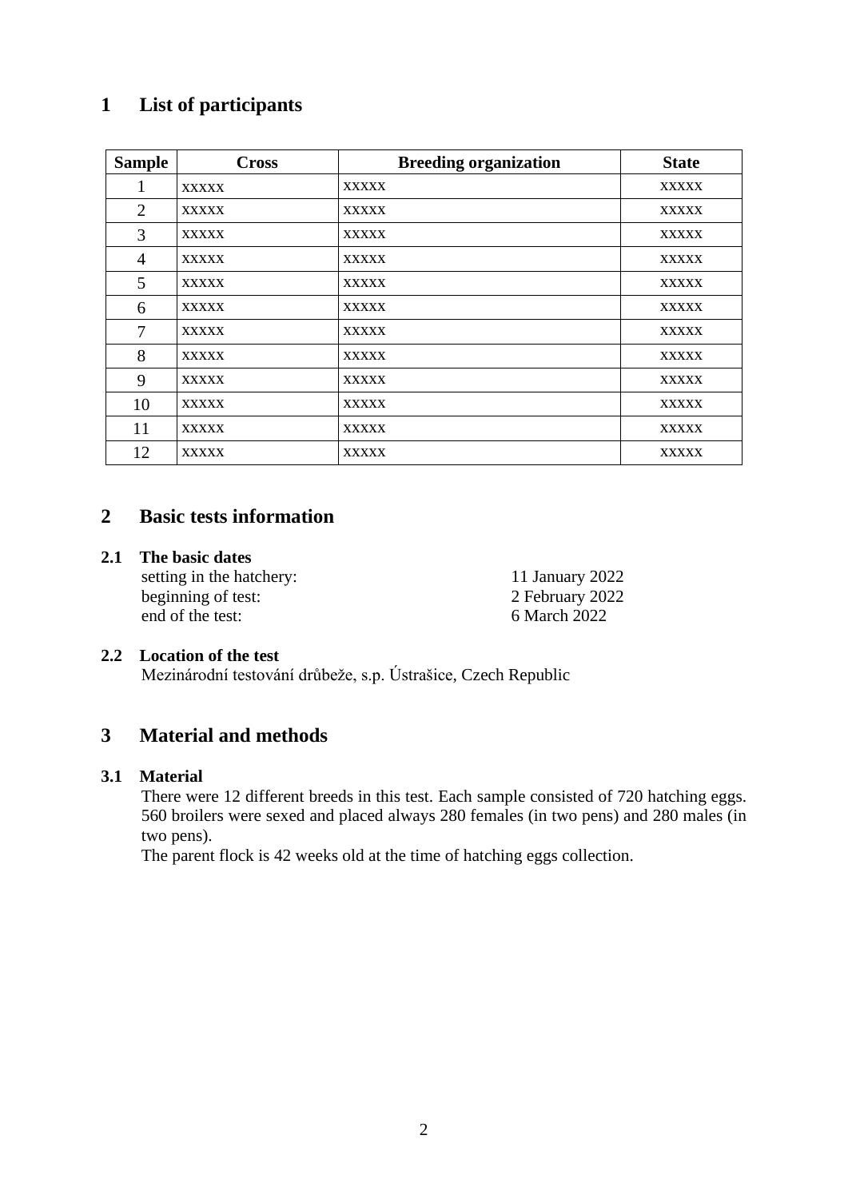# 1 List of participants

| Sample | Cross | Breeding organization | State |
|---|---|---|---|
| 1 | xxxxx | xxxxx | xxxxx |
| 2 | xxxxx | xxxxx | xxxxx |
| 3 | xxxxx | xxxxx | xxxxx |
| 4 | xxxxx | xxxxx | xxxxx |
| 5 | xxxxx | xxxxx | xxxxx |
| 6 | xxxxx | xxxxx | xxxxx |
| 7 | xxxxx | xxxxx | xxxxx |
| 8 | xxxxx | xxxxx | xxxxx |
| 9 | xxxxx | xxxxx | xxxxx |
| 10 | xxxxx | xxxxx | xxxxx |
| 11 | xxxxx | xxxxx | xxxxx |
| 12 | xxxxx | xxxxx | xxxxx |

# 2 Basic tests information

## 2.1 The basic dates

setting in the hatchery: 11 January 2022
beginning of test: 2 February 2022
end of the test: 6 March 2022

## 2.2 Location of the test

Mezinárodní testování drůbeže, s.p. Ústrašice, Czech Republic

# 3 Material and methods

## 3.1 Material

There were 12 different breeds in this test. Each sample consisted of 720 hatching eggs. 560 broilers were sexed and placed always 280 females (in two pens) and 280 males (in two pens).

The parent flock is 42 weeks old at the time of hatching eggs collection.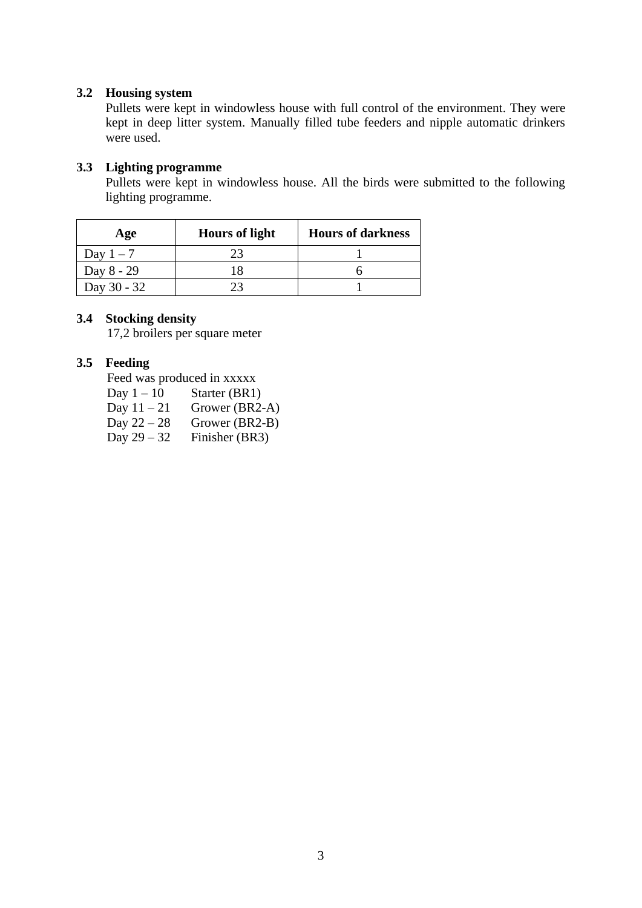### 3.2 Housing system

Pullets were kept in windowless house with full control of the environment. They were kept in deep litter system. Manually filled tube feeders and nipple automatic drinkers were used.

### 3.3 Lighting programme

Pullets were kept in windowless house. All the birds were submitted to the following lighting programme.

| Age | Hours of light | Hours of darkness |
|---|---|---|
| Day 1 – 7 | 23 | 1 |
| Day 8 - 29 | 18 | 6 |
| Day 30 - 32 | 23 | 1 |

### 3.4 Stocking density

17,2 broilers per square meter

### 3.5 Feeding

Feed was produced in xxxxx

Day 1 – 10     Starter (BR1)
Day 11 – 21   Grower (BR2-A)
Day 22 – 28   Grower (BR2-B)
Day 29 – 32   Finisher (BR3)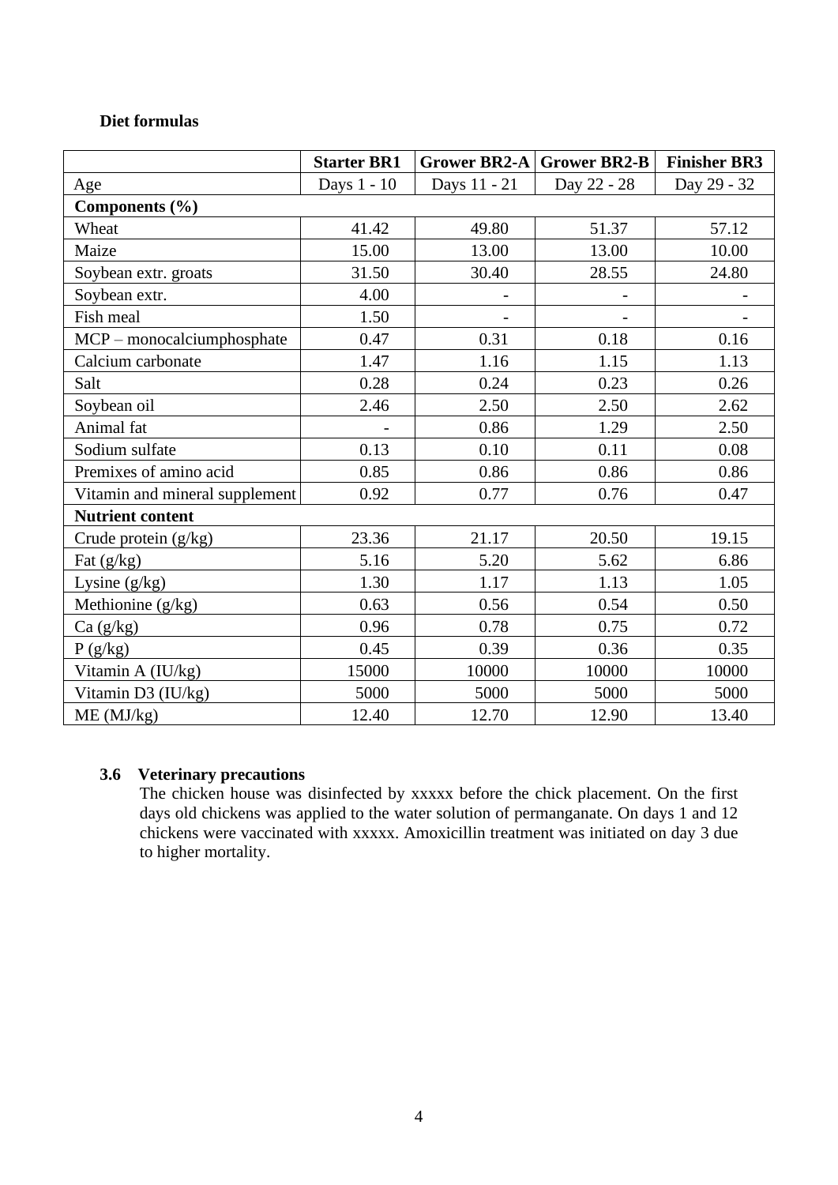**Diet formulas**

| | **Starter BR1** | **Grower BR2-A** | **Grower BR2-B** | **Finisher BR3** |
|---|---|---|---|---|
| Age | Days 1 - 10 | Days 11 - 21 | Day 22 - 28 | Day 29 - 32 |
| **Components (%)** | | | | |
| Wheat | 41.42 | 49.80 | 51.37 | 57.12 |
| Maize | 15.00 | 13.00 | 13.00 | 10.00 |
| Soybean extr. groats | 31.50 | 30.40 | 28.55 | 24.80 |
| Soybean extr. | 4.00 | - | - | - |
| Fish meal | 1.50 | - | - | - |
| MCP – monocalciumphosphate | 0.47 | 0.31 | 0.18 | 0.16 |
| Calcium carbonate | 1.47 | 1.16 | 1.15 | 1.13 |
| Salt | 0.28 | 0.24 | 0.23 | 0.26 |
| Soybean oil | 2.46 | 2.50 | 2.50 | 2.62 |
| Animal fat | - | 0.86 | 1.29 | 2.50 |
| Sodium sulfate | 0.13 | 0.10 | 0.11 | 0.08 |
| Premixes of amino acid | 0.85 | 0.86 | 0.86 | 0.86 |
| Vitamin and mineral supplement | 0.92 | 0.77 | 0.76 | 0.47 |
| **Nutrient content** | | | | |
| Crude protein (g/kg) | 23.36 | 21.17 | 20.50 | 19.15 |
| Fat (g/kg) | 5.16 | 5.20 | 5.62 | 6.86 |
| Lysine (g/kg) | 1.30 | 1.17 | 1.13 | 1.05 |
| Methionine (g/kg) | 0.63 | 0.56 | 0.54 | 0.50 |
| Ca (g/kg) | 0.96 | 0.78 | 0.75 | 0.72 |
| P (g/kg) | 0.45 | 0.39 | 0.36 | 0.35 |
| Vitamin A (IU/kg) | 15000 | 10000 | 10000 | 10000 |
| Vitamin D3 (IU/kg) | 5000 | 5000 | 5000 | 5000 |
| ME (MJ/kg) | 12.40 | 12.70 | 12.90 | 13.40 |

### 3.6 Veterinary precautions

The chicken house was disinfected by xxxxx before the chick placement. On the first days old chickens was applied to the water solution of permanganate. On days 1 and 12 chickens were vaccinated with xxxxx. Amoxicillin treatment was initiated on day 3 due to higher mortality.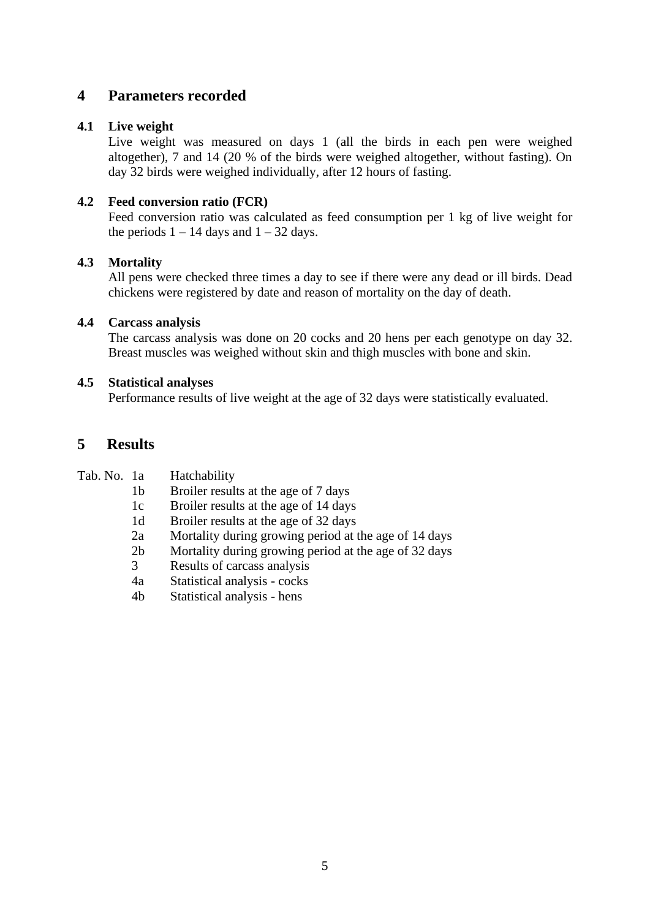# 4 Parameters recorded

## 4.1 Live weight

Live weight was measured on days 1 (all the birds in each pen were weighed altogether), 7 and 14 (20 % of the birds were weighed altogether, without fasting). On day 32 birds were weighed individually, after 12 hours of fasting.

## 4.2 Feed conversion ratio (FCR)

Feed conversion ratio was calculated as feed consumption per 1 kg of live weight for the periods 1 – 14 days and 1 – 32 days.

## 4.3 Mortality

All pens were checked three times a day to see if there were any dead or ill birds. Dead chickens were registered by date and reason of mortality on the day of death.

## 4.4 Carcass analysis

The carcass analysis was done on 20 cocks and 20 hens per each genotype on day 32. Breast muscles was weighed without skin and thigh muscles with bone and skin.

## 4.5 Statistical analyses

Performance results of live weight at the age of 32 days were statistically evaluated.

# 5 Results

| Tab. No. | |
|---|---|
| 1a | Hatchability |
| 1b | Broiler results at the age of 7 days |
| 1c | Broiler results at the age of 14 days |
| 1d | Broiler results at the age of 32 days |
| 2a | Mortality during growing period at the age of 14 days |
| 2b | Mortality during growing period at the age of 32 days |
| 3 | Results of carcass analysis |
| 4a | Statistical analysis - cocks |
| 4b | Statistical analysis - hens |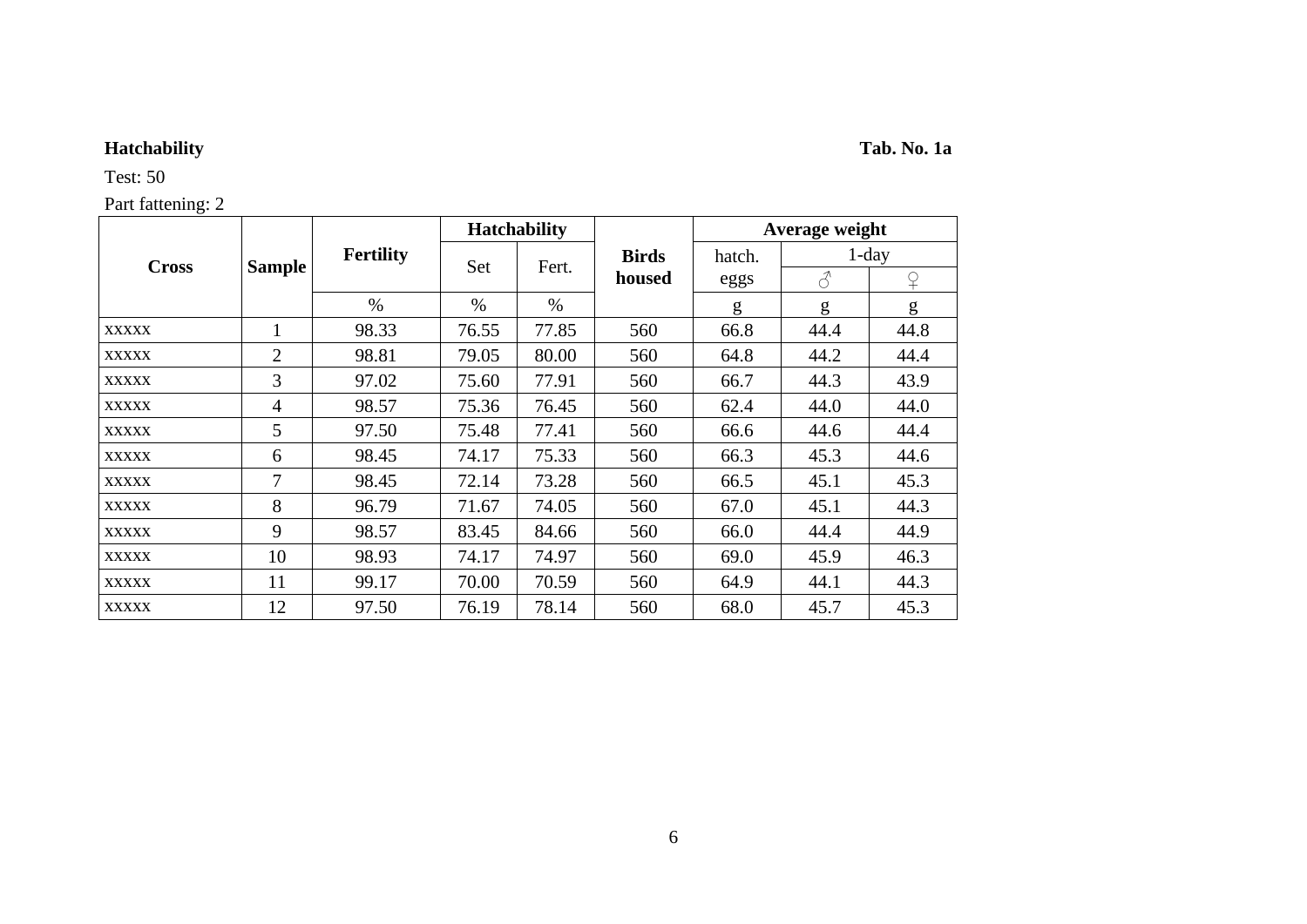**Hatchability** **Tab. No. 1a**

Test: 50

Part fattening: 2

| Cross | Sample | Fertility | Hatchability | | Birds housed | Average weight | | |
|---|---|---|---|---|---|---|---|---|
| | | | Set | Fert. | | hatch. eggs | 1-day | |
| | | | | | | | ♂ | ♀ |
| | | % | % | % | | g | g | g |
| xxxxx | 1 | 98.33 | 76.55 | 77.85 | 560 | 66.8 | 44.4 | 44.8 |
| xxxxx | 2 | 98.81 | 79.05 | 80.00 | 560 | 64.8 | 44.2 | 44.4 |
| xxxxx | 3 | 97.02 | 75.60 | 77.91 | 560 | 66.7 | 44.3 | 43.9 |
| xxxxx | 4 | 98.57 | 75.36 | 76.45 | 560 | 62.4 | 44.0 | 44.0 |
| xxxxx | 5 | 97.50 | 75.48 | 77.41 | 560 | 66.6 | 44.6 | 44.4 |
| xxxxx | 6 | 98.45 | 74.17 | 75.33 | 560 | 66.3 | 45.3 | 44.6 |
| xxxxx | 7 | 98.45 | 72.14 | 73.28 | 560 | 66.5 | 45.1 | 45.3 |
| xxxxx | 8 | 96.79 | 71.67 | 74.05 | 560 | 67.0 | 45.1 | 44.3 |
| xxxxx | 9 | 98.57 | 83.45 | 84.66 | 560 | 66.0 | 44.4 | 44.9 |
| xxxxx | 10 | 98.93 | 74.17 | 74.97 | 560 | 69.0 | 45.9 | 46.3 |
| xxxxx | 11 | 99.17 | 70.00 | 70.59 | 560 | 64.9 | 44.1 | 44.3 |
| xxxxx | 12 | 97.50 | 76.19 | 78.14 | 560 | 68.0 | 45.7 | 45.3 |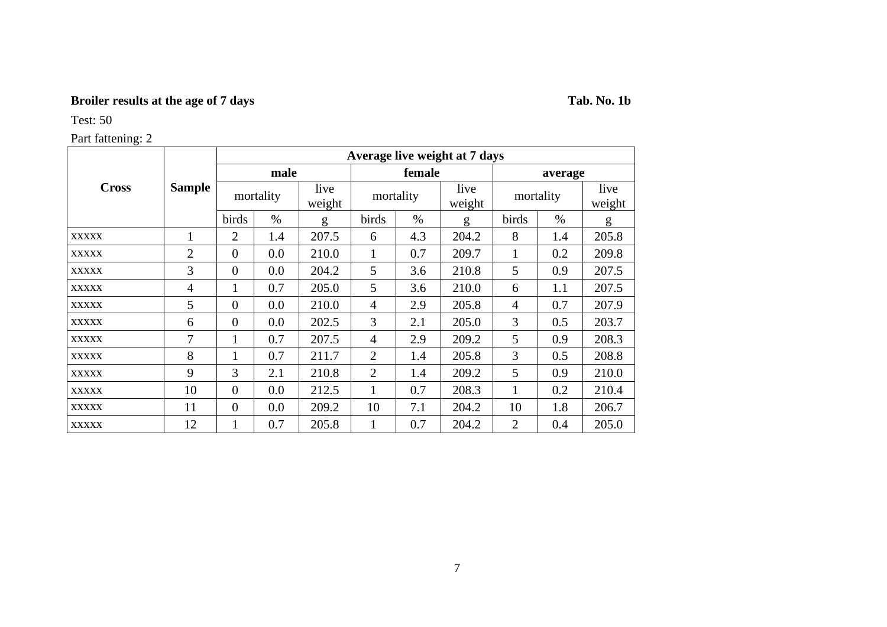**Broiler results at the age of 7 days** **Tab. No. 1b**

Test: 50

Part fattening: 2

| Cross | Sample | Average live weight at 7 days | | | | | | | | |
|---|---|---|---|---|---|---|---|---|---|---|
| | | male | | | female | | | average | | |
| | | mortality | | live weight | mortality | | live weight | mortality | | live weight |
| | | birds | % | g | birds | % | g | birds | % | g |
| xxxxx | 1 | 2 | 1.4 | 207.5 | 6 | 4.3 | 204.2 | 8 | 1.4 | 205.8 |
| xxxxx | 2 | 0 | 0.0 | 210.0 | 1 | 0.7 | 209.7 | 1 | 0.2 | 209.8 |
| xxxxx | 3 | 0 | 0.0 | 204.2 | 5 | 3.6 | 210.8 | 5 | 0.9 | 207.5 |
| xxxxx | 4 | 1 | 0.7 | 205.0 | 5 | 3.6 | 210.0 | 6 | 1.1 | 207.5 |
| xxxxx | 5 | 0 | 0.0 | 210.0 | 4 | 2.9 | 205.8 | 4 | 0.7 | 207.9 |
| xxxxx | 6 | 0 | 0.0 | 202.5 | 3 | 2.1 | 205.0 | 3 | 0.5 | 203.7 |
| xxxxx | 7 | 1 | 0.7 | 207.5 | 4 | 2.9 | 209.2 | 5 | 0.9 | 208.3 |
| xxxxx | 8 | 1 | 0.7 | 211.7 | 2 | 1.4 | 205.8 | 3 | 0.5 | 208.8 |
| xxxxx | 9 | 3 | 2.1 | 210.8 | 2 | 1.4 | 209.2 | 5 | 0.9 | 210.0 |
| xxxxx | 10 | 0 | 0.0 | 212.5 | 1 | 0.7 | 208.3 | 1 | 0.2 | 210.4 |
| xxxxx | 11 | 0 | 0.0 | 209.2 | 10 | 7.1 | 204.2 | 10 | 1.8 | 206.7 |
| xxxxx | 12 | 1 | 0.7 | 205.8 | 1 | 0.7 | 204.2 | 2 | 0.4 | 205.0 |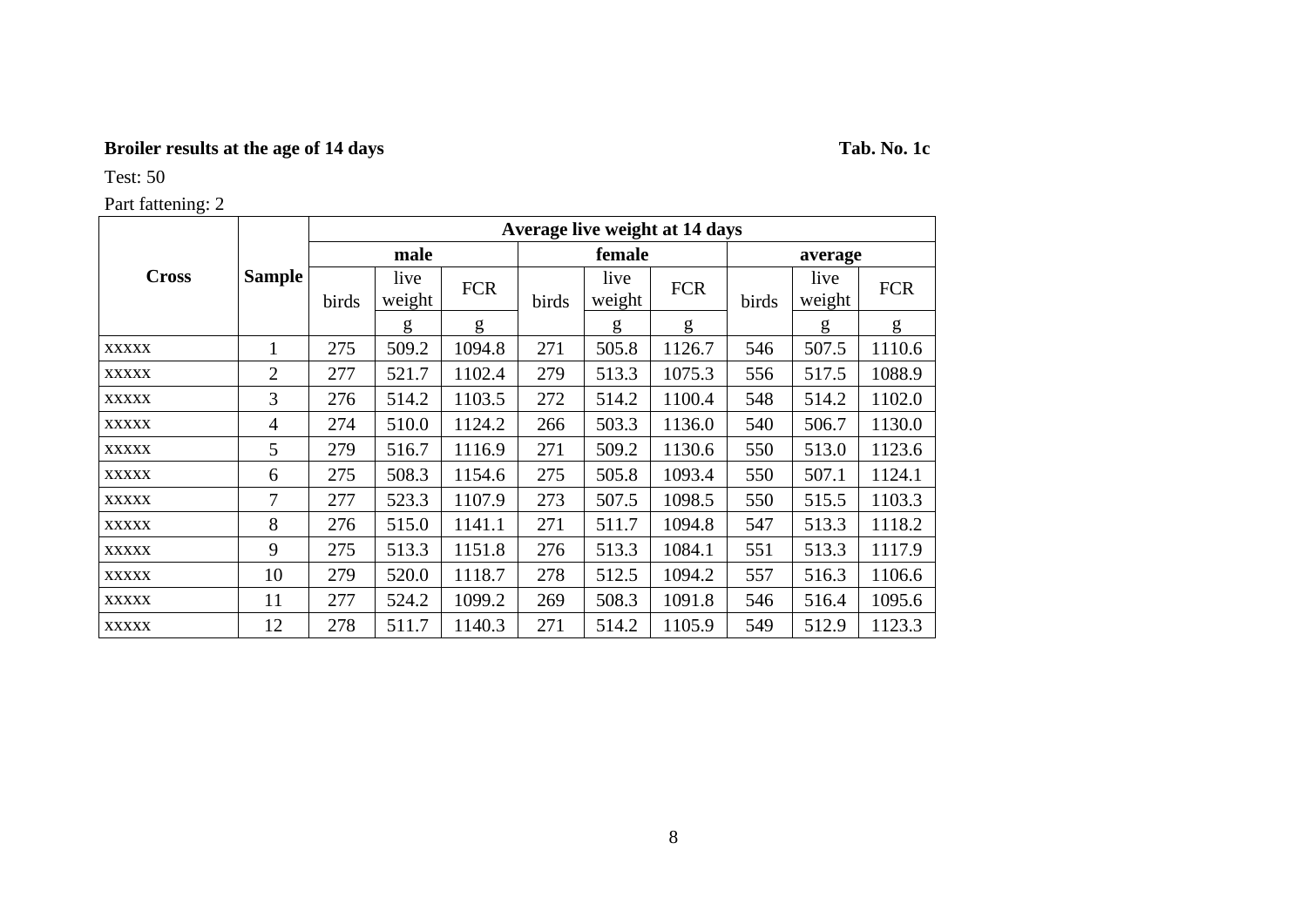**Broiler results at the age of 14 days** **Tab. No. 1c**

Test: 50

Part fattening: 2

| Cross | Sample | Average live weight at 14 days | | | | | | | | |
|---|---|---|---|---|---|---|---|---|---|---|
| | | male | | | female | | | average | | |
| | | birds | live weight | FCR | birds | live weight | FCR | birds | live weight | FCR |
| | | | g | g | | g | g | | g | g |
| xxxxx | 1 | 275 | 509.2 | 1094.8 | 271 | 505.8 | 1126.7 | 546 | 507.5 | 1110.6 |
| xxxxx | 2 | 277 | 521.7 | 1102.4 | 279 | 513.3 | 1075.3 | 556 | 517.5 | 1088.9 |
| xxxxx | 3 | 276 | 514.2 | 1103.5 | 272 | 514.2 | 1100.4 | 548 | 514.2 | 1102.0 |
| xxxxx | 4 | 274 | 510.0 | 1124.2 | 266 | 503.3 | 1136.0 | 540 | 506.7 | 1130.0 |
| xxxxx | 5 | 279 | 516.7 | 1116.9 | 271 | 509.2 | 1130.6 | 550 | 513.0 | 1123.6 |
| xxxxx | 6 | 275 | 508.3 | 1154.6 | 275 | 505.8 | 1093.4 | 550 | 507.1 | 1124.1 |
| xxxxx | 7 | 277 | 523.3 | 1107.9 | 273 | 507.5 | 1098.5 | 550 | 515.5 | 1103.3 |
| xxxxx | 8 | 276 | 515.0 | 1141.1 | 271 | 511.7 | 1094.8 | 547 | 513.3 | 1118.2 |
| xxxxx | 9 | 275 | 513.3 | 1151.8 | 276 | 513.3 | 1084.1 | 551 | 513.3 | 1117.9 |
| xxxxx | 10 | 279 | 520.0 | 1118.7 | 278 | 512.5 | 1094.2 | 557 | 516.3 | 1106.6 |
| xxxxx | 11 | 277 | 524.2 | 1099.2 | 269 | 508.3 | 1091.8 | 546 | 516.4 | 1095.6 |
| xxxxx | 12 | 278 | 511.7 | 1140.3 | 271 | 514.2 | 1105.9 | 549 | 512.9 | 1123.3 |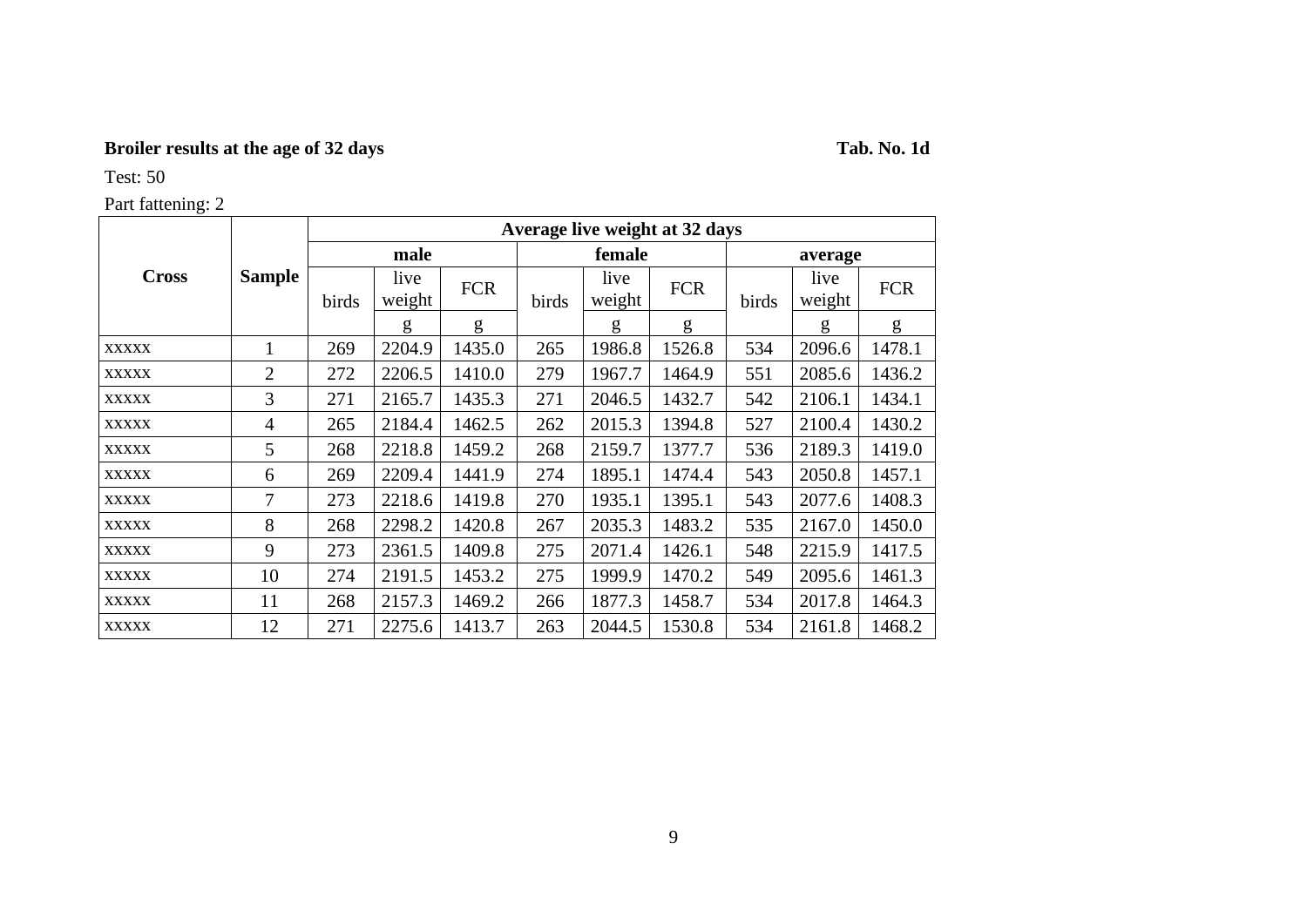**Broiler results at the age of 32 days** **Tab. No. 1d**

Test: 50

Part fattening: 2

| Cross | Sample | Average live weight at 32 days | | | | | | | | |
|---|---|---|---|---|---|---|---|---|---|---|
| | | male | | | female | | | average | | |
| | | birds | live weight | FCR | birds | live weight | FCR | birds | live weight | FCR |
| | | | g | g | | g | g | | g | g |
| xxxxx | 1 | 269 | 2204.9 | 1435.0 | 265 | 1986.8 | 1526.8 | 534 | 2096.6 | 1478.1 |
| xxxxx | 2 | 272 | 2206.5 | 1410.0 | 279 | 1967.7 | 1464.9 | 551 | 2085.6 | 1436.2 |
| xxxxx | 3 | 271 | 2165.7 | 1435.3 | 271 | 2046.5 | 1432.7 | 542 | 2106.1 | 1434.1 |
| xxxxx | 4 | 265 | 2184.4 | 1462.5 | 262 | 2015.3 | 1394.8 | 527 | 2100.4 | 1430.2 |
| xxxxx | 5 | 268 | 2218.8 | 1459.2 | 268 | 2159.7 | 1377.7 | 536 | 2189.3 | 1419.0 |
| xxxxx | 6 | 269 | 2209.4 | 1441.9 | 274 | 1895.1 | 1474.4 | 543 | 2050.8 | 1457.1 |
| xxxxx | 7 | 273 | 2218.6 | 1419.8 | 270 | 1935.1 | 1395.1 | 543 | 2077.6 | 1408.3 |
| xxxxx | 8 | 268 | 2298.2 | 1420.8 | 267 | 2035.3 | 1483.2 | 535 | 2167.0 | 1450.0 |
| xxxxx | 9 | 273 | 2361.5 | 1409.8 | 275 | 2071.4 | 1426.1 | 548 | 2215.9 | 1417.5 |
| xxxxx | 10 | 274 | 2191.5 | 1453.2 | 275 | 1999.9 | 1470.2 | 549 | 2095.6 | 1461.3 |
| xxxxx | 11 | 268 | 2157.3 | 1469.2 | 266 | 1877.3 | 1458.7 | 534 | 2017.8 | 1464.3 |
| xxxxx | 12 | 271 | 2275.6 | 1413.7 | 263 | 2044.5 | 1530.8 | 534 | 2161.8 | 1468.2 |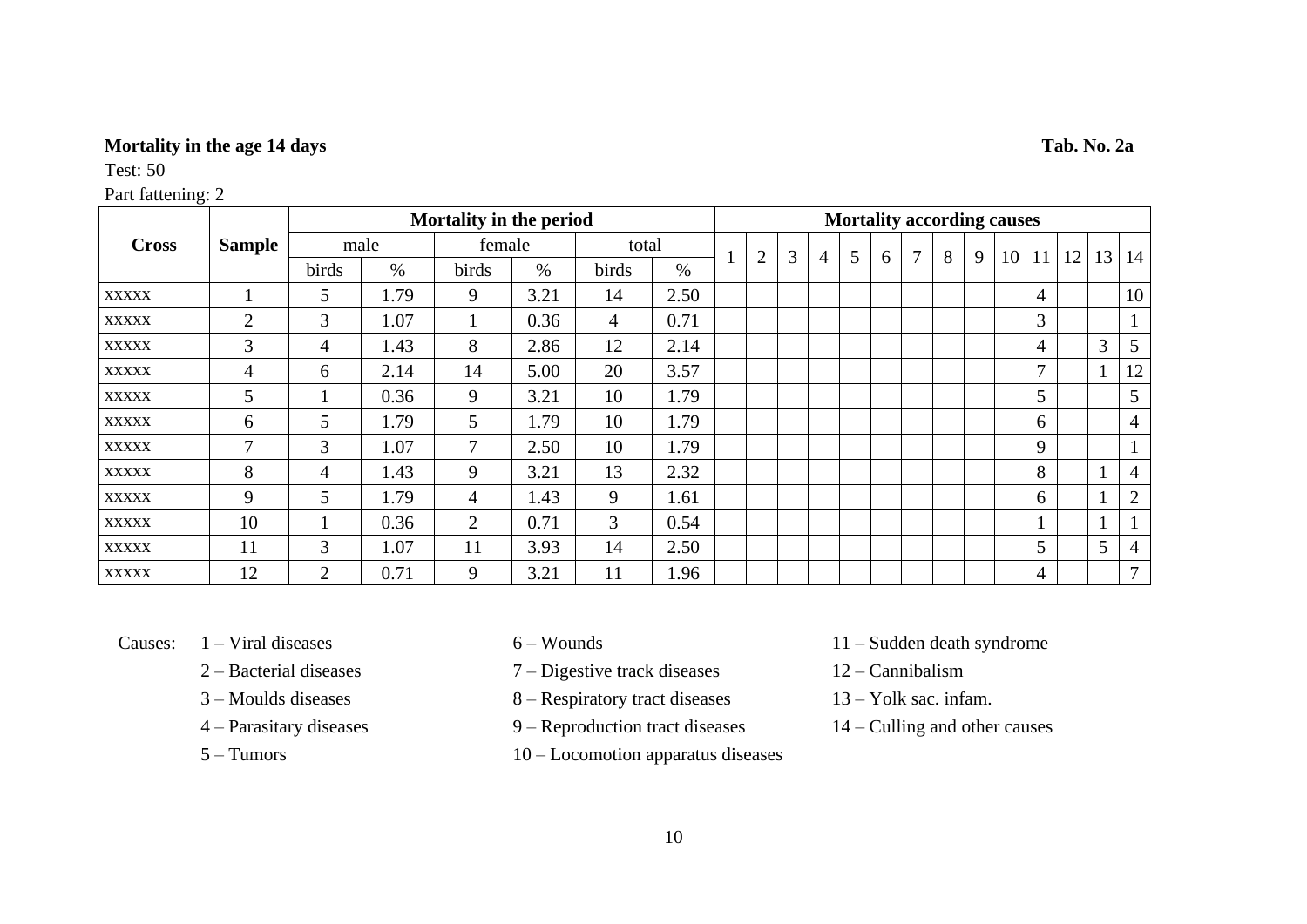**Mortality in the age 14 days** **Tab. No. 2a**

Test: 50

Part fattening: 2

| Cross | Sample | Mortality in the period | | | | | | Mortality according causes | | | | | | | | | | | | | |
|---|---|---|---|---|---|---|---|---|---|---|---|---|---|---|---|---|---|---|---|---|---|
| | | male | | female | | total | | 1 | 2 | 3 | 4 | 5 | 6 | 7 | 8 | 9 | 10 | 11 | 12 | 13 | 14 |
| | | birds | % | birds | % | birds | % | | | | | | | | | | | | | | |
| xxxxx | 1 | 5 | 1.79 | 9 | 3.21 | 14 | 2.50 | | | | | | | | | | | 4 | | | 10 |
| xxxxx | 2 | 3 | 1.07 | 1 | 0.36 | 4 | 0.71 | | | | | | | | | | | 3 | | | 1 |
| xxxxx | 3 | 4 | 1.43 | 8 | 2.86 | 12 | 2.14 | | | | | | | | | | | 4 | | 3 | 5 |
| xxxxx | 4 | 6 | 2.14 | 14 | 5.00 | 20 | 3.57 | | | | | | | | | | | 7 | | 1 | 12 |
| xxxxx | 5 | 1 | 0.36 | 9 | 3.21 | 10 | 1.79 | | | | | | | | | | | 5 | | | 5 |
| xxxxx | 6 | 5 | 1.79 | 5 | 1.79 | 10 | 1.79 | | | | | | | | | | | 6 | | | 4 |
| xxxxx | 7 | 3 | 1.07 | 7 | 2.50 | 10 | 1.79 | | | | | | | | | | | 9 | | | 1 |
| xxxxx | 8 | 4 | 1.43 | 9 | 3.21 | 13 | 2.32 | | | | | | | | | | | 8 | | 1 | 4 |
| xxxxx | 9 | 5 | 1.79 | 4 | 1.43 | 9 | 1.61 | | | | | | | | | | | 6 | | 1 | 2 |
| xxxxx | 10 | 1 | 0.36 | 2 | 0.71 | 3 | 0.54 | | | | | | | | | | | 1 | | 1 | 1 |
| xxxxx | 11 | 3 | 1.07 | 11 | 3.93 | 14 | 2.50 | | | | | | | | | | | 5 | | 5 | 4 |
| xxxxx | 12 | 2 | 0.71 | 9 | 3.21 | 11 | 1.96 | | | | | | | | | | | 4 | | | 7 |

Causes:
- 1 – Viral diseases
- 2 – Bacterial diseases
- 3 – Moulds diseases
- 4 – Parasitary diseases
- 5 – Tumors
- 6 – Wounds
- 7 – Digestive track diseases
- 8 – Respiratory tract diseases
- 9 – Reproduction tract diseases
- 10 – Locomotion apparatus diseases
- 11 – Sudden death syndrome
- 12 – Cannibalism
- 13 – Yolk sac. infam.
- 14 – Culling and other causes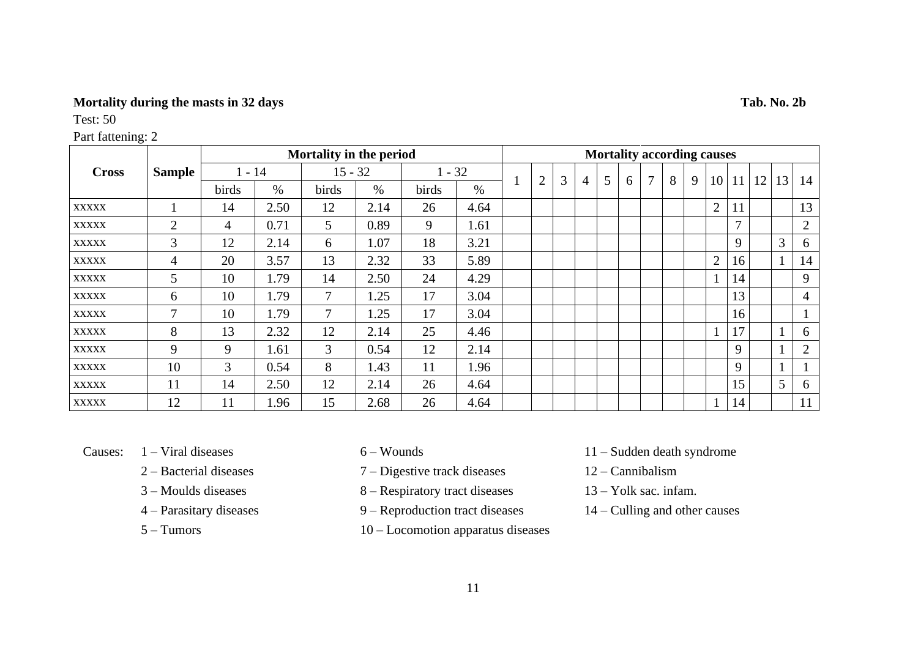**Mortality during the masts in 32 days** **Tab. No. 2b**

Test: 50

Part fattening: 2

| Cross | Sample | Mortality in the period | | | | | | Mortality according causes | | | | | | | | | | | | | |
|---|---|---|---|---|---|---|---|---|---|---|---|---|---|---|---|---|---|---|---|---|---|
| | | 1 - 14 | | 15 - 32 | | 1 - 32 | | 1 | 2 | 3 | 4 | 5 | 6 | 7 | 8 | 9 | 10 | 11 | 12 | 13 | 14 |
| | | birds | % | birds | % | birds | % | | | | | | | | | | | | | | |
| xxxxx | 1 | 14 | 2.50 | 12 | 2.14 | 26 | 4.64 | | | | | | | | | | 2 | 11 | | | 13 |
| xxxxx | 2 | 4 | 0.71 | 5 | 0.89 | 9 | 1.61 | | | | | | | | | | | 7 | | | 2 |
| xxxxx | 3 | 12 | 2.14 | 6 | 1.07 | 18 | 3.21 | | | | | | | | | | | 9 | | 3 | 6 |
| xxxxx | 4 | 20 | 3.57 | 13 | 2.32 | 33 | 5.89 | | | | | | | | | | 2 | 16 | | 1 | 14 |
| xxxxx | 5 | 10 | 1.79 | 14 | 2.50 | 24 | 4.29 | | | | | | | | | | 1 | 14 | | | 9 |
| xxxxx | 6 | 10 | 1.79 | 7 | 1.25 | 17 | 3.04 | | | | | | | | | | | 13 | | | 4 |
| xxxxx | 7 | 10 | 1.79 | 7 | 1.25 | 17 | 3.04 | | | | | | | | | | | 16 | | | 1 |
| xxxxx | 8 | 13 | 2.32 | 12 | 2.14 | 25 | 4.46 | | | | | | | | | | 1 | 17 | | 1 | 6 |
| xxxxx | 9 | 9 | 1.61 | 3 | 0.54 | 12 | 2.14 | | | | | | | | | | | 9 | | 1 | 2 |
| xxxxx | 10 | 3 | 0.54 | 8 | 1.43 | 11 | 1.96 | | | | | | | | | | | 9 | | 1 | 1 |
| xxxxx | 11 | 14 | 2.50 | 12 | 2.14 | 26 | 4.64 | | | | | | | | | | | 15 | | 5 | 6 |
| xxxxx | 12 | 11 | 1.96 | 15 | 2.68 | 26 | 4.64 | | | | | | | | | | 1 | 14 | | | 11 |

Causes:
- 1 – Viral diseases
- 2 – Bacterial diseases
- 3 – Moulds diseases
- 4 – Parasitary diseases
- 5 – Tumors
- 6 – Wounds
- 7 – Digestive track diseases
- 8 – Respiratory tract diseases
- 9 – Reproduction tract diseases
- 10 – Locomotion apparatus diseases
- 11 – Sudden death syndrome
- 12 – Cannibalism
- 13 – Yolk sac. infam.
- 14 – Culling and other causes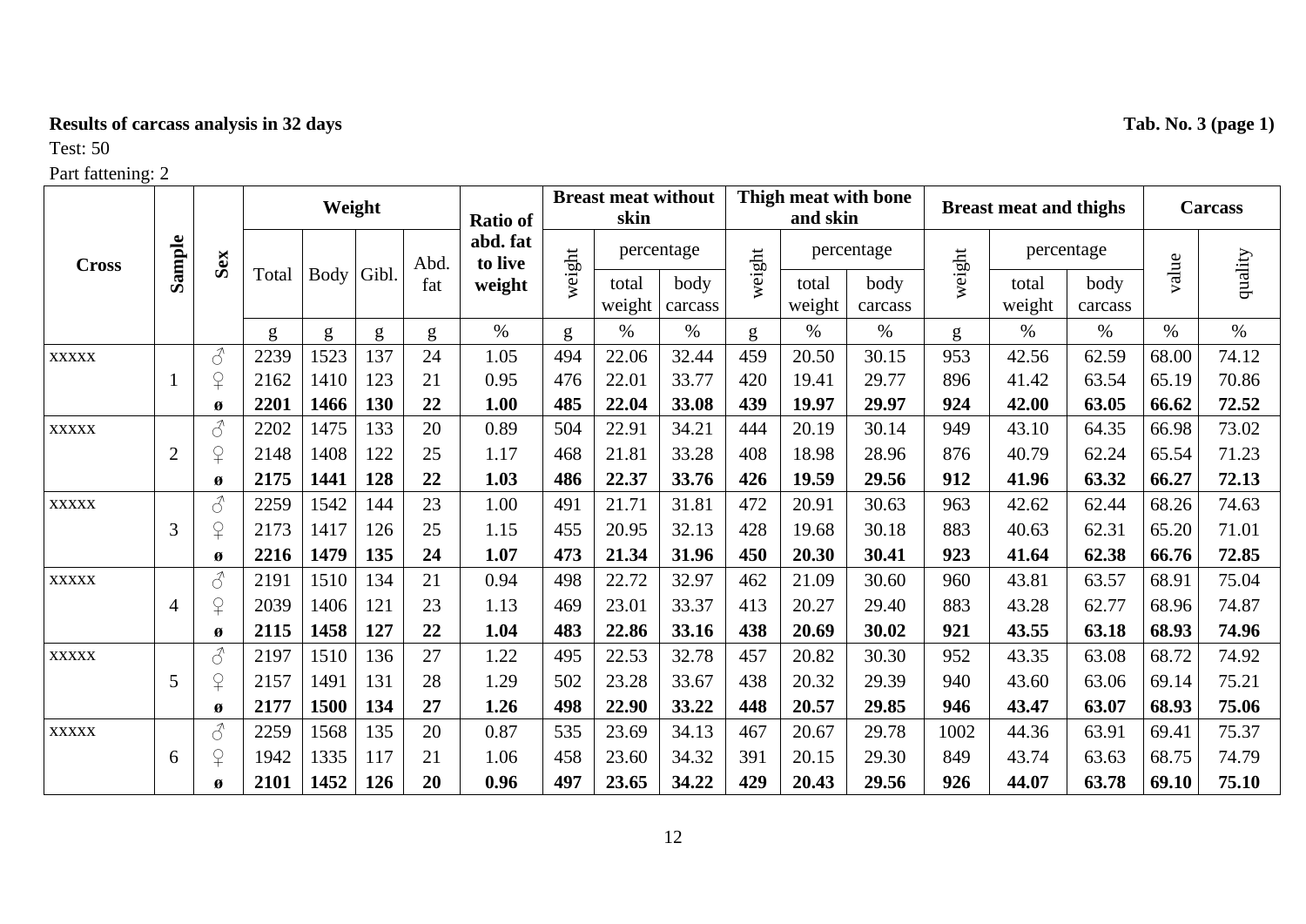**Results of carcass analysis in 32 days** **Tab. No. 3 (page 1)**

Test: 50

Part fattening: 2

| Cross | Sample | Sex | Weight | | | | Ratio of abd. fat to live weight | Breast meat without skin | | | Thigh meat with bone and skin | | | Breast meat and thighs | | | Carcass | |
|---|---|---|---|---|---|---|---|---|---|---|---|---|---|---|---|---|---|---|
| | | | Total | Body | Gibl. | Abd. fat | | weight | percentage | | weight | percentage | | weight | percentage | | value | quality |
| | | | | | | | | | total weight | body carcass | | total weight | body carcass | | total weight | body carcass | | |
| | | | g | g | g | g | % | g | % | % | g | % | % | g | % | % | % | % |
| xxxxx | | ♂ | 2239 | 1523 | 137 | 24 | 1.05 | 494 | 22.06 | 32.44 | 459 | 20.50 | 30.15 | 953 | 42.56 | 62.59 | 68.00 | 74.12 |
| | 1 | ♀ | 2162 | 1410 | 123 | 21 | 0.95 | 476 | 22.01 | 33.77 | 420 | 19.41 | 29.77 | 896 | 41.42 | 63.54 | 65.19 | 70.86 |
| | | **ø** | **2201** | **1466** | **130** | **22** | **1.00** | **485** | **22.04** | **33.08** | **439** | **19.97** | **29.97** | **924** | **42.00** | **63.05** | **66.62** | **72.52** |
| xxxxx | | ♂ | 2202 | 1475 | 133 | 20 | 0.89 | 504 | 22.91 | 34.21 | 444 | 20.19 | 30.14 | 949 | 43.10 | 64.35 | 66.98 | 73.02 |
| | 2 | ♀ | 2148 | 1408 | 122 | 25 | 1.17 | 468 | 21.81 | 33.28 | 408 | 18.98 | 28.96 | 876 | 40.79 | 62.24 | 65.54 | 71.23 |
| | | **ø** | **2175** | **1441** | **128** | **22** | **1.03** | **486** | **22.37** | **33.76** | **426** | **19.59** | **29.56** | **912** | **41.96** | **63.32** | **66.27** | **72.13** |
| xxxxx | | ♂ | 2259 | 1542 | 144 | 23 | 1.00 | 491 | 21.71 | 31.81 | 472 | 20.91 | 30.63 | 963 | 42.62 | 62.44 | 68.26 | 74.63 |
| | 3 | ♀ | 2173 | 1417 | 126 | 25 | 1.15 | 455 | 20.95 | 32.13 | 428 | 19.68 | 30.18 | 883 | 40.63 | 62.31 | 65.20 | 71.01 |
| | | **ø** | **2216** | **1479** | **135** | **24** | **1.07** | **473** | **21.34** | **31.96** | **450** | **20.30** | **30.41** | **923** | **41.64** | **62.38** | **66.76** | **72.85** |
| xxxxx | | ♂ | 2191 | 1510 | 134 | 21 | 0.94 | 498 | 22.72 | 32.97 | 462 | 21.09 | 30.60 | 960 | 43.81 | 63.57 | 68.91 | 75.04 |
| | 4 | ♀ | 2039 | 1406 | 121 | 23 | 1.13 | 469 | 23.01 | 33.37 | 413 | 20.27 | 29.40 | 883 | 43.28 | 62.77 | 68.96 | 74.87 |
| | | **ø** | **2115** | **1458** | **127** | **22** | **1.04** | **483** | **22.86** | **33.16** | **438** | **20.69** | **30.02** | **921** | **43.55** | **63.18** | **68.93** | **74.96** |
| xxxxx | | ♂ | 2197 | 1510 | 136 | 27 | 1.22 | 495 | 22.53 | 32.78 | 457 | 20.82 | 30.30 | 952 | 43.35 | 63.08 | 68.72 | 74.92 |
| | 5 | ♀ | 2157 | 1491 | 131 | 28 | 1.29 | 502 | 23.28 | 33.67 | 438 | 20.32 | 29.39 | 940 | 43.60 | 63.06 | 69.14 | 75.21 |
| | | **ø** | **2177** | **1500** | **134** | **27** | **1.26** | **498** | **22.90** | **33.22** | **448** | **20.57** | **29.85** | **946** | **43.47** | **63.07** | **68.93** | **75.06** |
| xxxxx | | ♂ | 2259 | 1568 | 135 | 20 | 0.87 | 535 | 23.69 | 34.13 | 467 | 20.67 | 29.78 | 1002 | 44.36 | 63.91 | 69.41 | 75.37 |
| | 6 | ♀ | 1942 | 1335 | 117 | 21 | 1.06 | 458 | 23.60 | 34.32 | 391 | 20.15 | 29.30 | 849 | 43.74 | 63.63 | 68.75 | 74.79 |
| | | **ø** | **2101** | **1452** | **126** | **20** | **0.96** | **497** | **23.65** | **34.22** | **429** | **20.43** | **29.56** | **926** | **44.07** | **63.78** | **69.10** | **75.10** |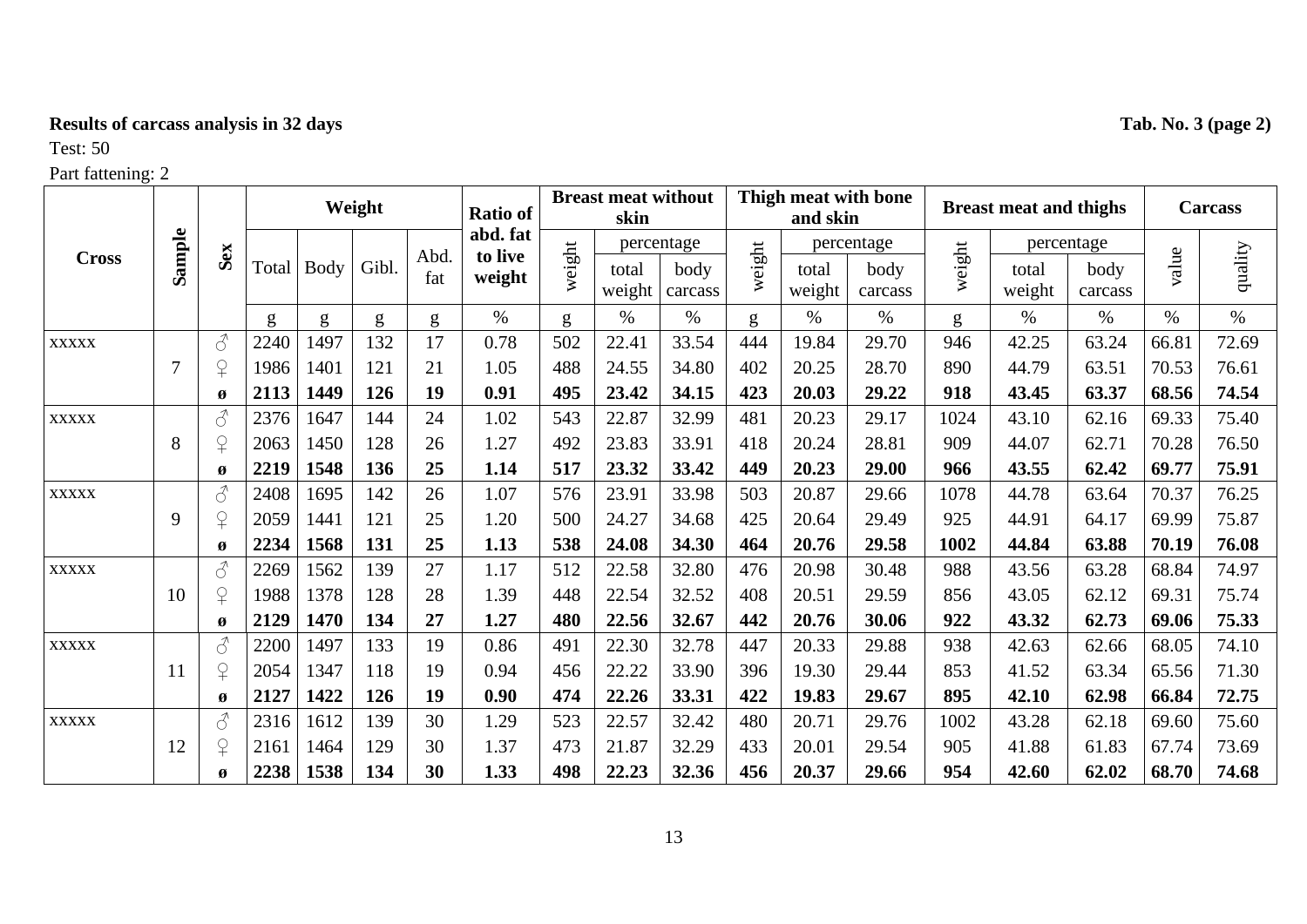**Results of carcass analysis in 32 days** **Tab. No. 3 (page 2)**

Test: 50

Part fattening: 2

| Cross | Sample | Sex | Weight | | | | Ratio of abd. fat to live weight | Breast meat without skin | | | Thigh meat with bone and skin | | | Breast meat and thighs | | | Carcass | |
|---|---|---|---|---|---|---|---|---|---|---|---|---|---|---|---|---|---|---|
| | | | Total | Body | Gibl. | Abd. fat | | weight | percentage | | weight | percentage | | weight | percentage | | value | quality |
| | | | | | | | | | total weight | body carcass | | total weight | body carcass | | total weight | body carcass | | |
| | | | g | g | g | g | % | g | % | % | g | % | % | g | % | % | % | % |
| xxxxx | | ♂ | 2240 | 1497 | 132 | 17 | 0.78 | 502 | 22.41 | 33.54 | 444 | 19.84 | 29.70 | 946 | 42.25 | 63.24 | 66.81 | 72.69 |
| | 7 | ♀ | 1986 | 1401 | 121 | 21 | 1.05 | 488 | 24.55 | 34.80 | 402 | 20.25 | 28.70 | 890 | 44.79 | 63.51 | 70.53 | 76.61 |
| | | **ø** | **2113** | **1449** | **126** | **19** | **0.91** | **495** | **23.42** | **34.15** | **423** | **20.03** | **29.22** | **918** | **43.45** | **63.37** | **68.56** | **74.54** |
| xxxxx | | ♂ | 2376 | 1647 | 144 | 24 | 1.02 | 543 | 22.87 | 32.99 | 481 | 20.23 | 29.17 | 1024 | 43.10 | 62.16 | 69.33 | 75.40 |
| | 8 | ♀ | 2063 | 1450 | 128 | 26 | 1.27 | 492 | 23.83 | 33.91 | 418 | 20.24 | 28.81 | 909 | 44.07 | 62.71 | 70.28 | 76.50 |
| | | **ø** | **2219** | **1548** | **136** | **25** | **1.14** | **517** | **23.32** | **33.42** | **449** | **20.23** | **29.00** | **966** | **43.55** | **62.42** | **69.77** | **75.91** |
| xxxxx | | ♂ | 2408 | 1695 | 142 | 26 | 1.07 | 576 | 23.91 | 33.98 | 503 | 20.87 | 29.66 | 1078 | 44.78 | 63.64 | 70.37 | 76.25 |
| | 9 | ♀ | 2059 | 1441 | 121 | 25 | 1.20 | 500 | 24.27 | 34.68 | 425 | 20.64 | 29.49 | 925 | 44.91 | 64.17 | 69.99 | 75.87 |
| | | **ø** | **2234** | **1568** | **131** | **25** | **1.13** | **538** | **24.08** | **34.30** | **464** | **20.76** | **29.58** | **1002** | **44.84** | **63.88** | **70.19** | **76.08** |
| xxxxx | | ♂ | 2269 | 1562 | 139 | 27 | 1.17 | 512 | 22.58 | 32.80 | 476 | 20.98 | 30.48 | 988 | 43.56 | 63.28 | 68.84 | 74.97 |
| | 10 | ♀ | 1988 | 1378 | 128 | 28 | 1.39 | 448 | 22.54 | 32.52 | 408 | 20.51 | 29.59 | 856 | 43.05 | 62.12 | 69.31 | 75.74 |
| | | **ø** | **2129** | **1470** | **134** | **27** | **1.27** | **480** | **22.56** | **32.67** | **442** | **20.76** | **30.06** | **922** | **43.32** | **62.73** | **69.06** | **75.33** |
| xxxxx | | ♂ | 2200 | 1497 | 133 | 19 | 0.86 | 491 | 22.30 | 32.78 | 447 | 20.33 | 29.88 | 938 | 42.63 | 62.66 | 68.05 | 74.10 |
| | 11 | ♀ | 2054 | 1347 | 118 | 19 | 0.94 | 456 | 22.22 | 33.90 | 396 | 19.30 | 29.44 | 853 | 41.52 | 63.34 | 65.56 | 71.30 |
| | | **ø** | **2127** | **1422** | **126** | **19** | **0.90** | **474** | **22.26** | **33.31** | **422** | **19.83** | **29.67** | **895** | **42.10** | **62.98** | **66.84** | **72.75** |
| xxxxx | | ♂ | 2316 | 1612 | 139 | 30 | 1.29 | 523 | 22.57 | 32.42 | 480 | 20.71 | 29.76 | 1002 | 43.28 | 62.18 | 69.60 | 75.60 |
| | 12 | ♀ | 2161 | 1464 | 129 | 30 | 1.37 | 473 | 21.87 | 32.29 | 433 | 20.01 | 29.54 | 905 | 41.88 | 61.83 | 67.74 | 73.69 |
| | | **ø** | **2238** | **1538** | **134** | **30** | **1.33** | **498** | **22.23** | **32.36** | **456** | **20.37** | **29.66** | **954** | **42.60** | **62.02** | **68.70** | **74.68** |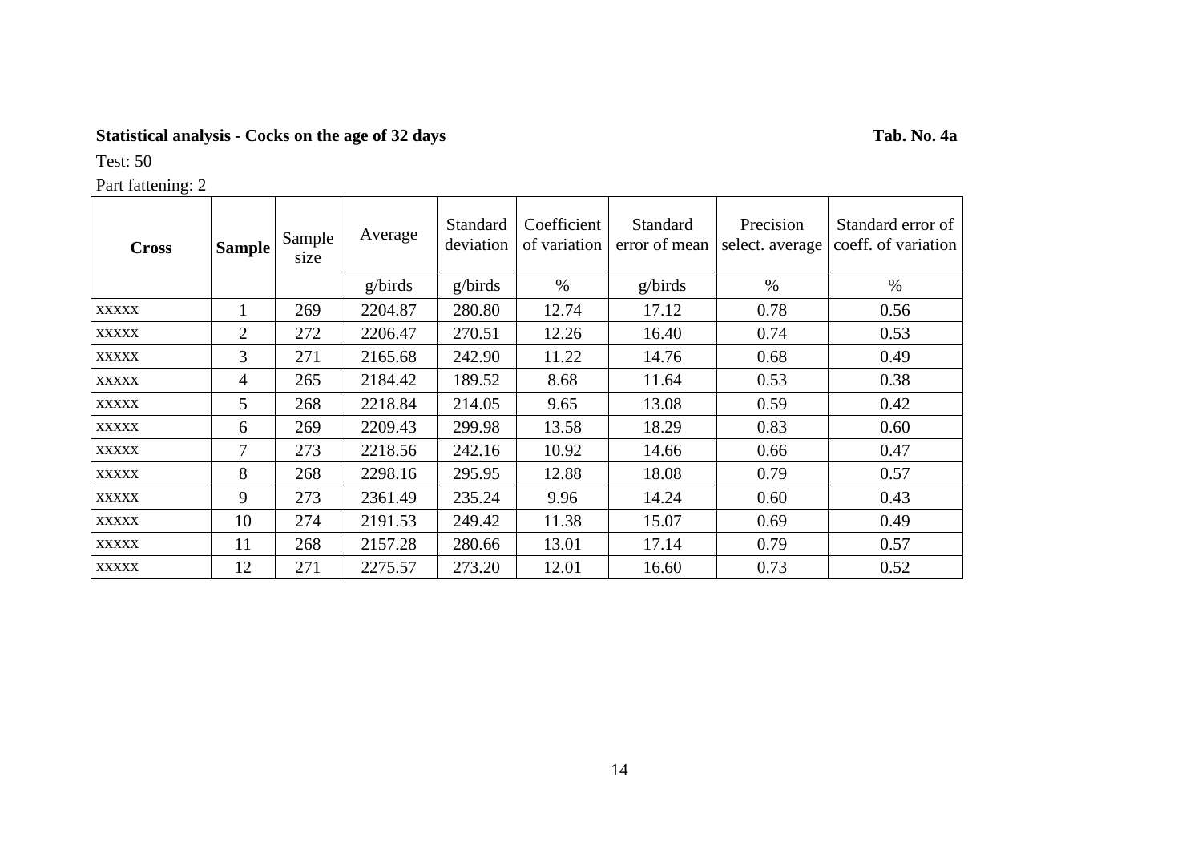**Statistical analysis - Cocks on the age of 32 days** **Tab. No. 4a**

Test: 50

Part fattening: 2

| **Cross** | **Sample** | Sample size | Average | Standard deviation | Coefficient of variation | Standard error of mean | Precision select. average | Standard error of coeff. of variation |
|---|---|---|---|---|---|---|---|---|
| | | | g/birds | g/birds | % | g/birds | % | % |
| xxxxx | 1 | 269 | 2204.87 | 280.80 | 12.74 | 17.12 | 0.78 | 0.56 |
| xxxxx | 2 | 272 | 2206.47 | 270.51 | 12.26 | 16.40 | 0.74 | 0.53 |
| xxxxx | 3 | 271 | 2165.68 | 242.90 | 11.22 | 14.76 | 0.68 | 0.49 |
| xxxxx | 4 | 265 | 2184.42 | 189.52 | 8.68 | 11.64 | 0.53 | 0.38 |
| xxxxx | 5 | 268 | 2218.84 | 214.05 | 9.65 | 13.08 | 0.59 | 0.42 |
| xxxxx | 6 | 269 | 2209.43 | 299.98 | 13.58 | 18.29 | 0.83 | 0.60 |
| xxxxx | 7 | 273 | 2218.56 | 242.16 | 10.92 | 14.66 | 0.66 | 0.47 |
| xxxxx | 8 | 268 | 2298.16 | 295.95 | 12.88 | 18.08 | 0.79 | 0.57 |
| xxxxx | 9 | 273 | 2361.49 | 235.24 | 9.96 | 14.24 | 0.60 | 0.43 |
| xxxxx | 10 | 274 | 2191.53 | 249.42 | 11.38 | 15.07 | 0.69 | 0.49 |
| xxxxx | 11 | 268 | 2157.28 | 280.66 | 13.01 | 17.14 | 0.79 | 0.57 |
| xxxxx | 12 | 271 | 2275.57 | 273.20 | 12.01 | 16.60 | 0.73 | 0.52 |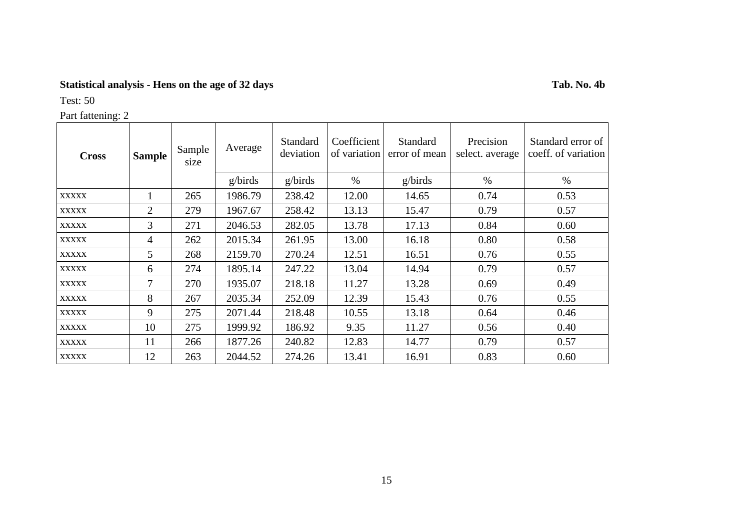**Statistical analysis - Hens on the age of 32 days** **Tab. No. 4b**

Test: 50

Part fattening: 2

| Cross | Sample | Sample size | Average | Standard deviation | Coefficient of variation | Standard error of mean | Precision select. average | Standard error of coeff. of variation |
|---|---|---|---|---|---|---|---|---|
| | | | g/birds | g/birds | % | g/birds | % | % |
| xxxxx | 1 | 265 | 1986.79 | 238.42 | 12.00 | 14.65 | 0.74 | 0.53 |
| xxxxx | 2 | 279 | 1967.67 | 258.42 | 13.13 | 15.47 | 0.79 | 0.57 |
| xxxxx | 3 | 271 | 2046.53 | 282.05 | 13.78 | 17.13 | 0.84 | 0.60 |
| xxxxx | 4 | 262 | 2015.34 | 261.95 | 13.00 | 16.18 | 0.80 | 0.58 |
| xxxxx | 5 | 268 | 2159.70 | 270.24 | 12.51 | 16.51 | 0.76 | 0.55 |
| xxxxx | 6 | 274 | 1895.14 | 247.22 | 13.04 | 14.94 | 0.79 | 0.57 |
| xxxxx | 7 | 270 | 1935.07 | 218.18 | 11.27 | 13.28 | 0.69 | 0.49 |
| xxxxx | 8 | 267 | 2035.34 | 252.09 | 12.39 | 15.43 | 0.76 | 0.55 |
| xxxxx | 9 | 275 | 2071.44 | 218.48 | 10.55 | 13.18 | 0.64 | 0.46 |
| xxxxx | 10 | 275 | 1999.92 | 186.92 | 9.35 | 11.27 | 0.56 | 0.40 |
| xxxxx | 11 | 266 | 1877.26 | 240.82 | 12.83 | 14.77 | 0.79 | 0.57 |
| xxxxx | 12 | 263 | 2044.52 | 274.26 | 13.41 | 16.91 | 0.83 | 0.60 |